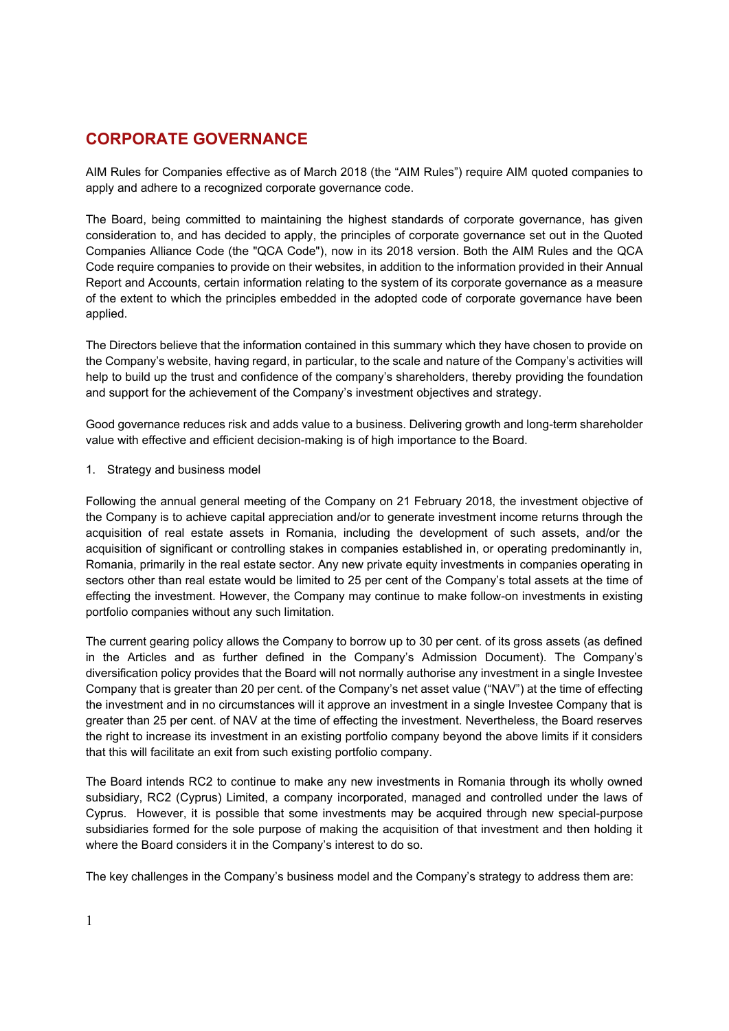# CORPORATE GOVERNANCE

AIM Rules for Companies effective as of March 2018 (the "AIM Rules") require AIM quoted companies to apply and adhere to a recognized corporate governance code.

The Board, being committed to maintaining the highest standards of corporate governance, has given consideration to, and has decided to apply, the principles of corporate governance set out in the Quoted Companies Alliance Code (the "QCA Code"), now in its 2018 version. Both the AIM Rules and the QCA Code require companies to provide on their websites, in addition to the information provided in their Annual Report and Accounts, certain information relating to the system of its corporate governance as a measure of the extent to which the principles embedded in the adopted code of corporate governance have been applied.

The Directors believe that the information contained in this summary which they have chosen to provide on the Company's website, having regard, in particular, to the scale and nature of the Company's activities will help to build up the trust and confidence of the company's shareholders, thereby providing the foundation and support for the achievement of the Company's investment objectives and strategy.

Good governance reduces risk and adds value to a business. Delivering growth and long-term shareholder value with effective and efficient decision-making is of high importance to the Board.

1. Strategy and business model

Following the annual general meeting of the Company on 21 February 2018, the investment objective of the Company is to achieve capital appreciation and/or to generate investment income returns through the acquisition of real estate assets in Romania, including the development of such assets, and/or the acquisition of significant or controlling stakes in companies established in, or operating predominantly in, Romania, primarily in the real estate sector. Any new private equity investments in companies operating in sectors other than real estate would be limited to 25 per cent of the Company's total assets at the time of effecting the investment. However, the Company may continue to make follow-on investments in existing portfolio companies without any such limitation.

The current gearing policy allows the Company to borrow up to 30 per cent. of its gross assets (as defined in the Articles and as further defined in the Company's Admission Document). The Company's diversification policy provides that the Board will not normally authorise any investment in a single Investee Company that is greater than 20 per cent. of the Company's net asset value ("NAV") at the time of effecting the investment and in no circumstances will it approve an investment in a single Investee Company that is greater than 25 per cent. of NAV at the time of effecting the investment. Nevertheless, the Board reserves the right to increase its investment in an existing portfolio company beyond the above limits if it considers that this will facilitate an exit from such existing portfolio company.

The Board intends RC2 to continue to make any new investments in Romania through its wholly owned subsidiary, RC2 (Cyprus) Limited, a company incorporated, managed and controlled under the laws of Cyprus. However, it is possible that some investments may be acquired through new special-purpose subsidiaries formed for the sole purpose of making the acquisition of that investment and then holding it where the Board considers it in the Company's interest to do so.

The key challenges in the Company's business model and the Company's strategy to address them are: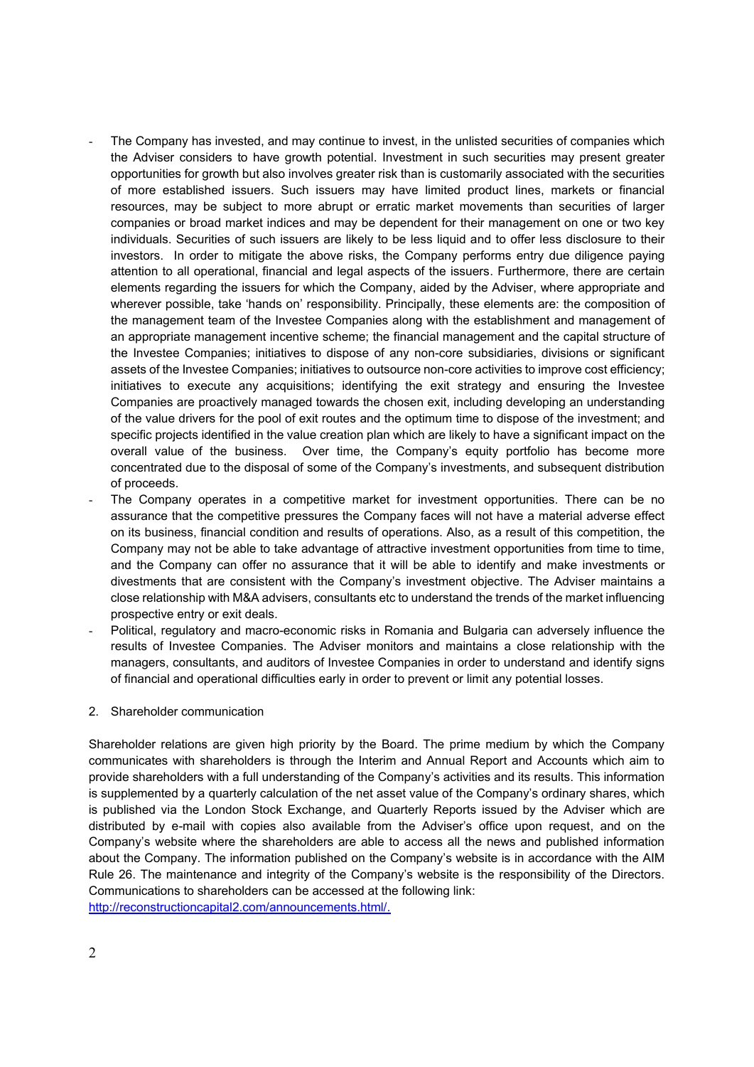- The Company has invested, and may continue to invest, in the unlisted securities of companies which the Adviser considers to have growth potential. Investment in such securities may present greater opportunities for growth but also involves greater risk than is customarily associated with the securities of more established issuers. Such issuers may have limited product lines, markets or financial resources, may be subject to more abrupt or erratic market movements than securities of larger companies or broad market indices and may be dependent for their management on one or two key individuals. Securities of such issuers are likely to be less liquid and to offer less disclosure to their investors. In order to mitigate the above risks, the Company performs entry due diligence paying attention to all operational, financial and legal aspects of the issuers. Furthermore, there are certain elements regarding the issuers for which the Company, aided by the Adviser, where appropriate and wherever possible, take 'hands on' responsibility. Principally, these elements are: the composition of the management team of the Investee Companies along with the establishment and management of an appropriate management incentive scheme; the financial management and the capital structure of the Investee Companies; initiatives to dispose of any non-core subsidiaries, divisions or significant assets of the Investee Companies; initiatives to outsource non-core activities to improve cost efficiency; initiatives to execute any acquisitions; identifying the exit strategy and ensuring the Investee Companies are proactively managed towards the chosen exit, including developing an understanding of the value drivers for the pool of exit routes and the optimum time to dispose of the investment; and specific projects identified in the value creation plan which are likely to have a significant impact on the overall value of the business. Over time, the Company's equity portfolio has become more concentrated due to the disposal of some of the Company's investments, and subsequent distribution of proceeds.
- The Company operates in a competitive market for investment opportunities. There can be no assurance that the competitive pressures the Company faces will not have a material adverse effect on its business, financial condition and results of operations. Also, as a result of this competition, the Company may not be able to take advantage of attractive investment opportunities from time to time, and the Company can offer no assurance that it will be able to identify and make investments or divestments that are consistent with the Company's investment objective. The Adviser maintains a close relationship with M&A advisers, consultants etc to understand the trends of the market influencing prospective entry or exit deals.
- Political, regulatory and macro-economic risks in Romania and Bulgaria can adversely influence the results of Investee Companies. The Adviser monitors and maintains a close relationship with the managers, consultants, and auditors of Investee Companies in order to understand and identify signs of financial and operational difficulties early in order to prevent or limit any potential losses.

## 2. Shareholder communication

Shareholder relations are given high priority by the Board. The prime medium by which the Company communicates with shareholders is through the Interim and Annual Report and Accounts which aim to provide shareholders with a full understanding of the Company's activities and its results. This information is supplemented by a quarterly calculation of the net asset value of the Company's ordinary shares, which is published via the London Stock Exchange, and Quarterly Reports issued by the Adviser which are distributed by e-mail with copies also available from the Adviser's office upon request, and on the Company's website where the shareholders are able to access all the news and published information about the Company. The information published on the Company's website is in accordance with the AIM Rule 26. The maintenance and integrity of the Company's website is the responsibility of the Directors. Communications to shareholders can be accessed at the following link: http://reconstructioncapital2.com/announcements.html/.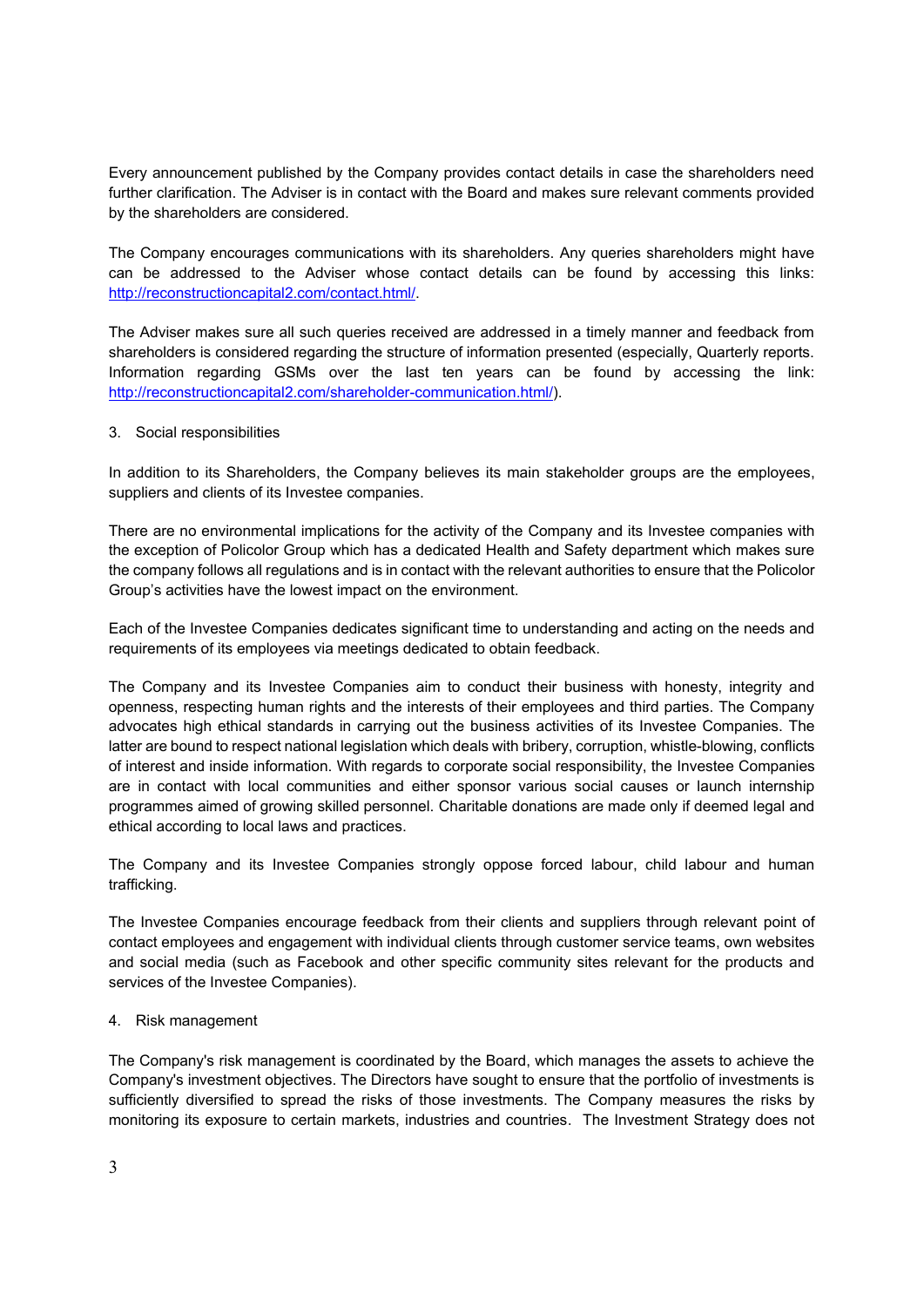Every announcement published by the Company provides contact details in case the shareholders need further clarification. The Adviser is in contact with the Board and makes sure relevant comments provided by the shareholders are considered.

The Company encourages communications with its shareholders. Any queries shareholders might have can be addressed to the Adviser whose contact details can be found by accessing this links: http://reconstructioncapital2.com/contact.html/.

The Adviser makes sure all such queries received are addressed in a timely manner and feedback from shareholders is considered regarding the structure of information presented (especially, Quarterly reports. Information regarding GSMs over the last ten years can be found by accessing the link: http://reconstructioncapital2.com/shareholder-communication.html/).

3. Social responsibilities

In addition to its Shareholders, the Company believes its main stakeholder groups are the employees, suppliers and clients of its Investee companies.

There are no environmental implications for the activity of the Company and its Investee companies with the exception of Policolor Group which has a dedicated Health and Safety department which makes sure the company follows all regulations and is in contact with the relevant authorities to ensure that the Policolor Group's activities have the lowest impact on the environment.

Each of the Investee Companies dedicates significant time to understanding and acting on the needs and requirements of its employees via meetings dedicated to obtain feedback.

The Company and its Investee Companies aim to conduct their business with honesty, integrity and openness, respecting human rights and the interests of their employees and third parties. The Company advocates high ethical standards in carrying out the business activities of its Investee Companies. The latter are bound to respect national legislation which deals with bribery, corruption, whistle-blowing, conflicts of interest and inside information. With regards to corporate social responsibility, the Investee Companies are in contact with local communities and either sponsor various social causes or launch internship programmes aimed of growing skilled personnel. Charitable donations are made only if deemed legal and ethical according to local laws and practices.

The Company and its Investee Companies strongly oppose forced labour, child labour and human trafficking.

The Investee Companies encourage feedback from their clients and suppliers through relevant point of contact employees and engagement with individual clients through customer service teams, own websites and social media (such as Facebook and other specific community sites relevant for the products and services of the Investee Companies).

4. Risk management

The Company's risk management is coordinated by the Board, which manages the assets to achieve the Company's investment objectives. The Directors have sought to ensure that the portfolio of investments is sufficiently diversified to spread the risks of those investments. The Company measures the risks by monitoring its exposure to certain markets, industries and countries. The Investment Strategy does not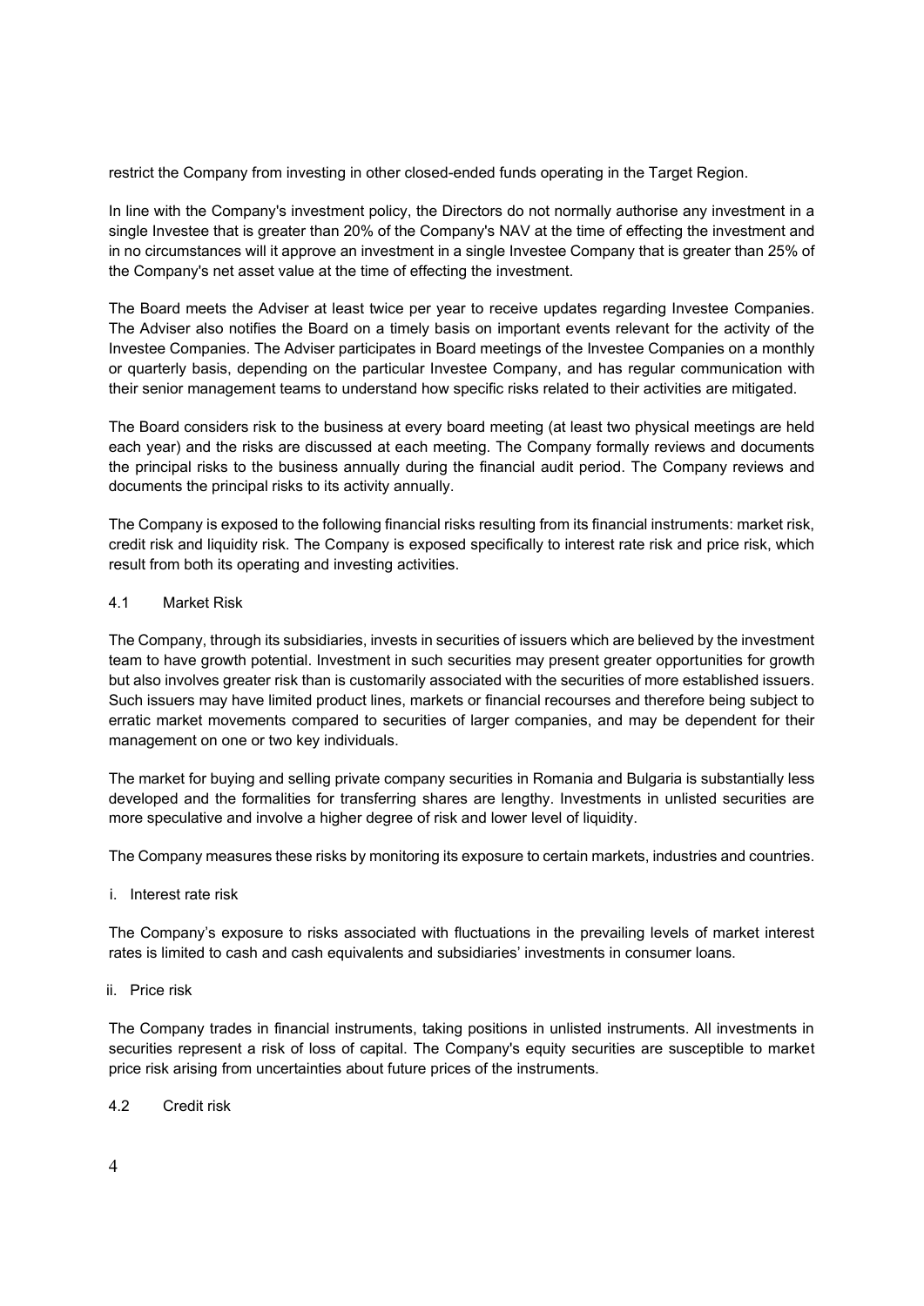restrict the Company from investing in other closed-ended funds operating in the Target Region.

In line with the Company's investment policy, the Directors do not normally authorise any investment in a single Investee that is greater than 20% of the Company's NAV at the time of effecting the investment and in no circumstances will it approve an investment in a single Investee Company that is greater than 25% of the Company's net asset value at the time of effecting the investment.

The Board meets the Adviser at least twice per year to receive updates regarding Investee Companies. The Adviser also notifies the Board on a timely basis on important events relevant for the activity of the Investee Companies. The Adviser participates in Board meetings of the Investee Companies on a monthly or quarterly basis, depending on the particular Investee Company, and has regular communication with their senior management teams to understand how specific risks related to their activities are mitigated.

The Board considers risk to the business at every board meeting (at least two physical meetings are held each year) and the risks are discussed at each meeting. The Company formally reviews and documents the principal risks to the business annually during the financial audit period. The Company reviews and documents the principal risks to its activity annually.

The Company is exposed to the following financial risks resulting from its financial instruments: market risk, credit risk and liquidity risk. The Company is exposed specifically to interest rate risk and price risk, which result from both its operating and investing activities.

## 4.1 Market Risk

The Company, through its subsidiaries, invests in securities of issuers which are believed by the investment team to have growth potential. Investment in such securities may present greater opportunities for growth but also involves greater risk than is customarily associated with the securities of more established issuers. Such issuers may have limited product lines, markets or financial recourses and therefore being subject to erratic market movements compared to securities of larger companies, and may be dependent for their management on one or two key individuals.

The market for buying and selling private company securities in Romania and Bulgaria is substantially less developed and the formalities for transferring shares are lengthy. Investments in unlisted securities are more speculative and involve a higher degree of risk and lower level of liquidity.

The Company measures these risks by monitoring its exposure to certain markets, industries and countries.

### i. Interest rate risk

The Company’s exposure to risks associated with fluctuations in the prevailing levels of market interest rates is limited to cash and cash equivalents and subsidiaries’ investments in consumer loans.

### ii. Price risk

The Company trades in financial instruments, taking positions in unlisted instruments. All investments in securities represent a risk of loss of capital. The Company's equity securities are susceptible to market price risk arising from uncertainties about future prices of the instruments.

## 4.2 Credit risk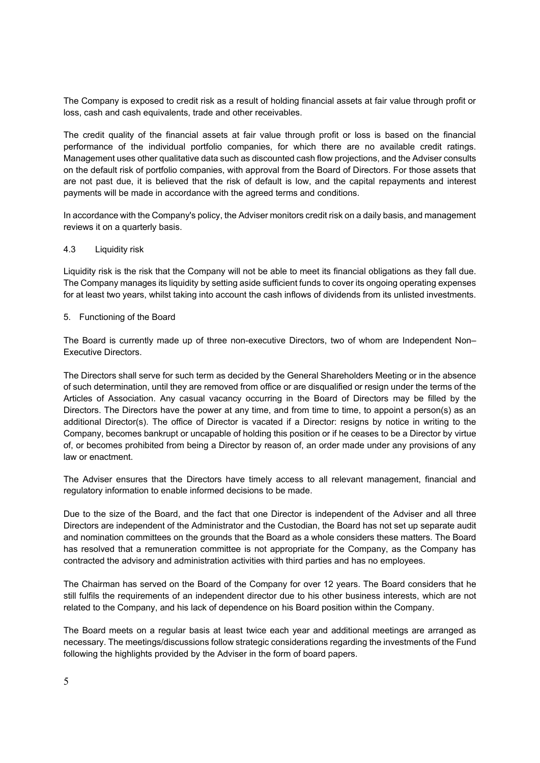The Company is exposed to credit risk as a result of holding financial assets at fair value through profit or loss, cash and cash equivalents, trade and other receivables.

The credit quality of the financial assets at fair value through profit or loss is based on the financial performance of the individual portfolio companies, for which there are no available credit ratings. Management uses other qualitative data such as discounted cash flow projections, and the Adviser consults on the default risk of portfolio companies, with approval from the Board of Directors. For those assets that are not past due, it is believed that the risk of default is low, and the capital repayments and interest payments will be made in accordance with the agreed terms and conditions.

In accordance with the Company's policy, the Adviser monitors credit risk on a daily basis, and management reviews it on a quarterly basis.

### 4.3 Liquidity risk

Liquidity risk is the risk that the Company will not be able to meet its financial obligations as they fall due. The Company manages its liquidity by setting aside sufficient funds to cover its ongoing operating expenses for at least two years, whilst taking into account the cash inflows of dividends from its unlisted investments.

## 5. Functioning of the Board

The Board is currently made up of three non-executive Directors, two of whom are Independent Non–Executive Directors.

The Directors shall serve for such term as decided by the General Shareholders Meeting or in the absence of such determination, until they are removed from office or are disqualified or resign under the terms of the Articles of Association. Any casual vacancy occurring in the Board of Directors may be filled by the Directors. The Directors have the power at any time, and from time to time, to appoint a person(s) as an additional Director(s). The office of Director is vacated if a Director: resigns by notice in writing to the Company, becomes bankrupt or uncapable of holding this position or if he ceases to be a Director by virtue of, or becomes prohibited from being a Director by reason of, an order made under any provisions of any law or enactment.

The Adviser ensures that the Directors have timely access to all relevant management, financial and regulatory information to enable informed decisions to be made.

Due to the size of the Board, and the fact that one Director is independent of the Adviser and all three Directors are independent of the Administrator and the Custodian, the Board has not set up separate audit and nomination committees on the grounds that the Board as a whole considers these matters. The Board has resolved that a remuneration committee is not appropriate for the Company, as the Company has contracted the advisory and administration activities with third parties and has no employees.

The Chairman has served on the Board of the Company for over 12 years. The Board considers that he still fulfils the requirements of an independent director due to his other business interests, which are not related to the Company, and his lack of dependence on his Board position within the Company.

The Board meets on a regular basis at least twice each year and additional meetings are arranged as necessary. The meetings/discussions follow strategic considerations regarding the investments of the Fund following the highlights provided by the Adviser in the form of board papers.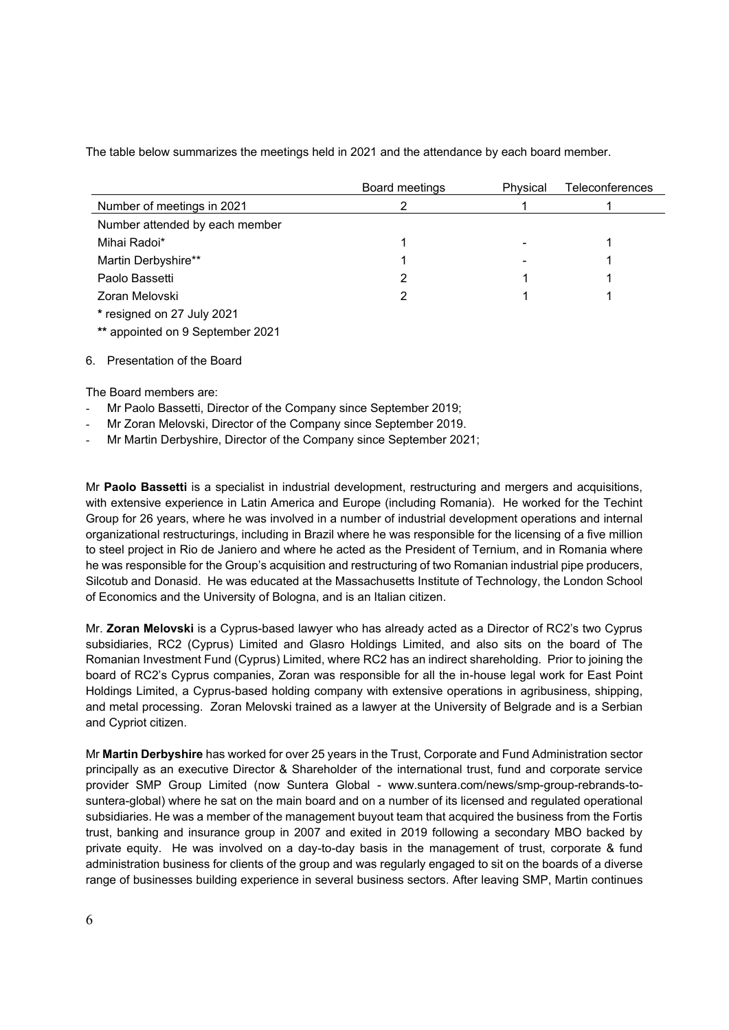The table below summarizes the meetings held in 2021 and the attendance by each board member.

| | Board meetings | Physical | Teleconferences |
|---|---|---|---|
| Number of meetings in 2021 | 2 | 1 | 1 |
| Number attended by each member | | | |
| Mihai Radoi* | 1 | - | 1 |
| Martin Derbyshire** | 1 | - | 1 |
| Paolo Bassetti | 2 | 1 | 1 |
| Zoran Melovski | 2 | 1 | 1 |

* resigned on 27 July 2021

** appointed on 9 September 2021

6. Presentation of the Board

The Board members are:

- Mr Paolo Bassetti, Director of the Company since September 2019;
- Mr Zoran Melovski, Director of the Company since September 2019.
- Mr Martin Derbyshire, Director of the Company since September 2021;

Mr **Paolo Bassetti** is a specialist in industrial development, restructuring and mergers and acquisitions, with extensive experience in Latin America and Europe (including Romania). He worked for the Techint Group for 26 years, where he was involved in a number of industrial development operations and internal organizational restructurings, including in Brazil where he was responsible for the licensing of a five million to steel project in Rio de Janiero and where he acted as the President of Ternium, and in Romania where he was responsible for the Group's acquisition and restructuring of two Romanian industrial pipe producers, Silcotub and Donasid. He was educated at the Massachusetts Institute of Technology, the London School of Economics and the University of Bologna, and is an Italian citizen.

Mr. **Zoran Melovski** is a Cyprus-based lawyer who has already acted as a Director of RC2's two Cyprus subsidiaries, RC2 (Cyprus) Limited and Glasro Holdings Limited, and also sits on the board of The Romanian Investment Fund (Cyprus) Limited, where RC2 has an indirect shareholding. Prior to joining the board of RC2's Cyprus companies, Zoran was responsible for all the in-house legal work for East Point Holdings Limited, a Cyprus-based holding company with extensive operations in agribusiness, shipping, and metal processing. Zoran Melovski trained as a lawyer at the University of Belgrade and is a Serbian and Cypriot citizen.

Mr **Martin Derbyshire** has worked for over 25 years in the Trust, Corporate and Fund Administration sector principally as an executive Director & Shareholder of the international trust, fund and corporate service provider SMP Group Limited (now Suntera Global - www.suntera.com/news/smp-group-rebrands-to-suntera-global) where he sat on the main board and on a number of its licensed and regulated operational subsidiaries. He was a member of the management buyout team that acquired the business from the Fortis trust, banking and insurance group in 2007 and exited in 2019 following a secondary MBO backed by private equity. He was involved on a day-to-day basis in the management of trust, corporate & fund administration business for clients of the group and was regularly engaged to sit on the boards of a diverse range of businesses building experience in several business sectors. After leaving SMP, Martin continues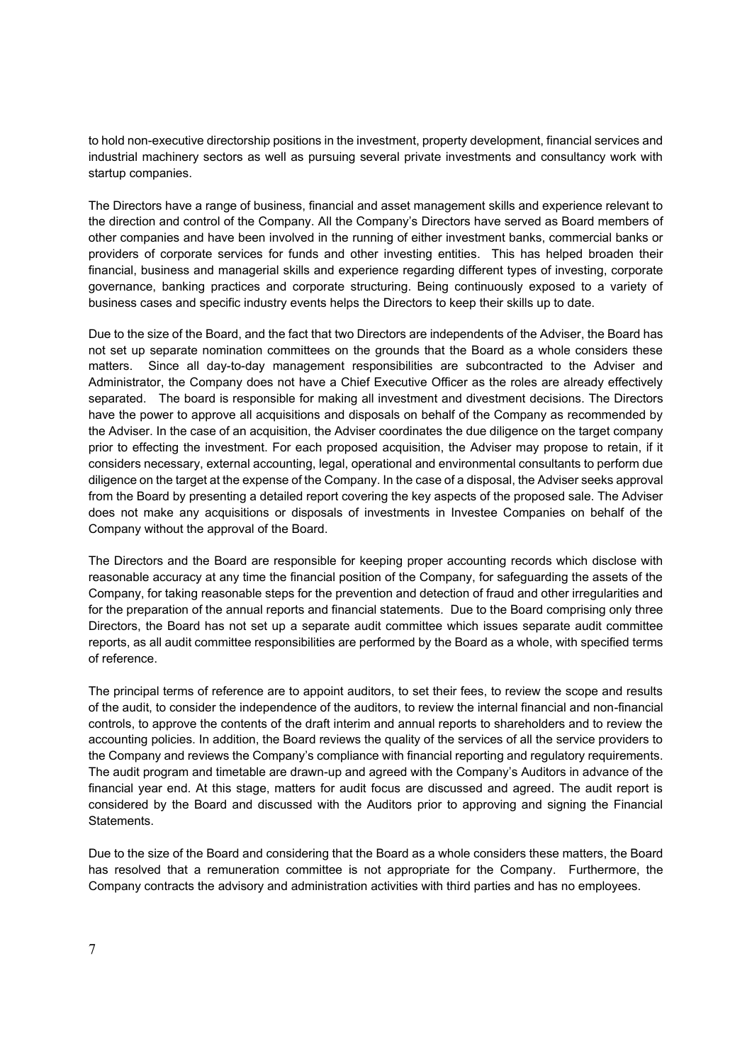to hold non-executive directorship positions in the investment, property development, financial services and industrial machinery sectors as well as pursuing several private investments and consultancy work with startup companies.

The Directors have a range of business, financial and asset management skills and experience relevant to the direction and control of the Company. All the Company's Directors have served as Board members of other companies and have been involved in the running of either investment banks, commercial banks or providers of corporate services for funds and other investing entities. This has helped broaden their financial, business and managerial skills and experience regarding different types of investing, corporate governance, banking practices and corporate structuring. Being continuously exposed to a variety of business cases and specific industry events helps the Directors to keep their skills up to date.

Due to the size of the Board, and the fact that two Directors are independents of the Adviser, the Board has not set up separate nomination committees on the grounds that the Board as a whole considers these matters. Since all day-to-day management responsibilities are subcontracted to the Adviser and Administrator, the Company does not have a Chief Executive Officer as the roles are already effectively separated. The board is responsible for making all investment and divestment decisions. The Directors have the power to approve all acquisitions and disposals on behalf of the Company as recommended by the Adviser. In the case of an acquisition, the Adviser coordinates the due diligence on the target company prior to effecting the investment. For each proposed acquisition, the Adviser may propose to retain, if it considers necessary, external accounting, legal, operational and environmental consultants to perform due diligence on the target at the expense of the Company. In the case of a disposal, the Adviser seeks approval from the Board by presenting a detailed report covering the key aspects of the proposed sale. The Adviser does not make any acquisitions or disposals of investments in Investee Companies on behalf of the Company without the approval of the Board.

The Directors and the Board are responsible for keeping proper accounting records which disclose with reasonable accuracy at any time the financial position of the Company, for safeguarding the assets of the Company, for taking reasonable steps for the prevention and detection of fraud and other irregularities and for the preparation of the annual reports and financial statements. Due to the Board comprising only three Directors, the Board has not set up a separate audit committee which issues separate audit committee reports, as all audit committee responsibilities are performed by the Board as a whole, with specified terms of reference.

The principal terms of reference are to appoint auditors, to set their fees, to review the scope and results of the audit, to consider the independence of the auditors, to review the internal financial and non-financial controls, to approve the contents of the draft interim and annual reports to shareholders and to review the accounting policies. In addition, the Board reviews the quality of the services of all the service providers to the Company and reviews the Company's compliance with financial reporting and regulatory requirements. The audit program and timetable are drawn-up and agreed with the Company's Auditors in advance of the financial year end. At this stage, matters for audit focus are discussed and agreed. The audit report is considered by the Board and discussed with the Auditors prior to approving and signing the Financial Statements.

Due to the size of the Board and considering that the Board as a whole considers these matters, the Board has resolved that a remuneration committee is not appropriate for the Company. Furthermore, the Company contracts the advisory and administration activities with third parties and has no employees.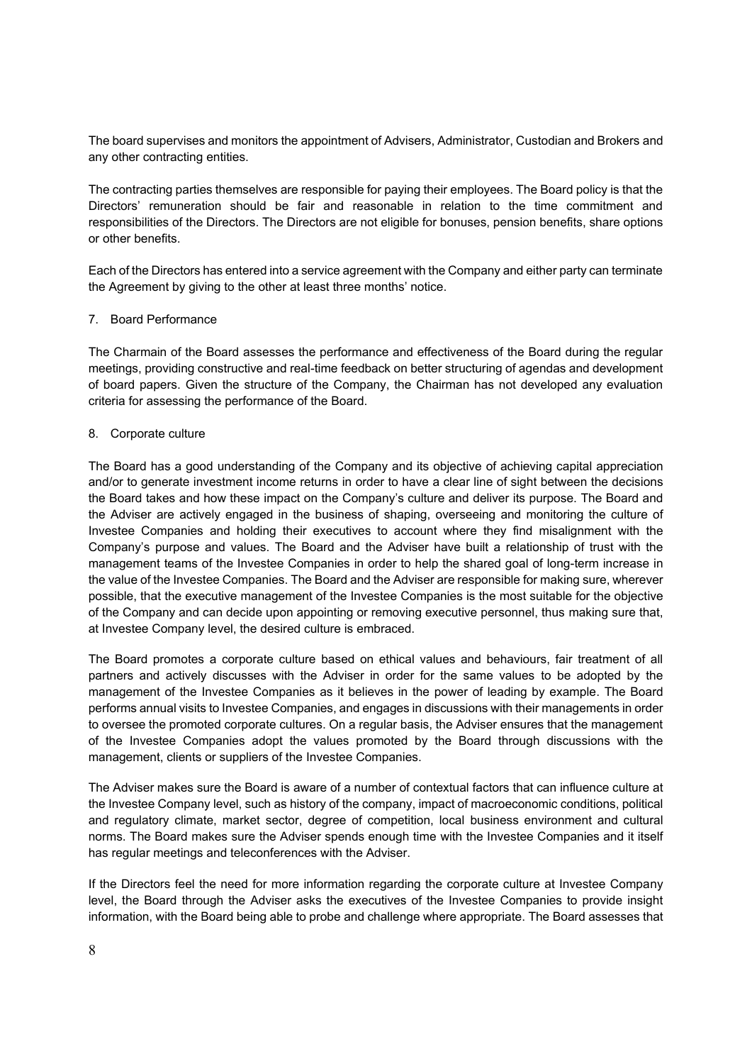The board supervises and monitors the appointment of Advisers, Administrator, Custodian and Brokers and any other contracting entities.

The contracting parties themselves are responsible for paying their employees. The Board policy is that the Directors' remuneration should be fair and reasonable in relation to the time commitment and responsibilities of the Directors. The Directors are not eligible for bonuses, pension benefits, share options or other benefits.

Each of the Directors has entered into a service agreement with the Company and either party can terminate the Agreement by giving to the other at least three months' notice.

7. Board Performance

The Charmain of the Board assesses the performance and effectiveness of the Board during the regular meetings, providing constructive and real-time feedback on better structuring of agendas and development of board papers. Given the structure of the Company, the Chairman has not developed any evaluation criteria for assessing the performance of the Board.

8. Corporate culture

The Board has a good understanding of the Company and its objective of achieving capital appreciation and/or to generate investment income returns in order to have a clear line of sight between the decisions the Board takes and how these impact on the Company's culture and deliver its purpose. The Board and the Adviser are actively engaged in the business of shaping, overseeing and monitoring the culture of Investee Companies and holding their executives to account where they find misalignment with the Company's purpose and values. The Board and the Adviser have built a relationship of trust with the management teams of the Investee Companies in order to help the shared goal of long-term increase in the value of the Investee Companies. The Board and the Adviser are responsible for making sure, wherever possible, that the executive management of the Investee Companies is the most suitable for the objective of the Company and can decide upon appointing or removing executive personnel, thus making sure that, at Investee Company level, the desired culture is embraced.

The Board promotes a corporate culture based on ethical values and behaviours, fair treatment of all partners and actively discusses with the Adviser in order for the same values to be adopted by the management of the Investee Companies as it believes in the power of leading by example. The Board performs annual visits to Investee Companies, and engages in discussions with their managements in order to oversee the promoted corporate cultures. On a regular basis, the Adviser ensures that the management of the Investee Companies adopt the values promoted by the Board through discussions with the management, clients or suppliers of the Investee Companies.

The Adviser makes sure the Board is aware of a number of contextual factors that can influence culture at the Investee Company level, such as history of the company, impact of macroeconomic conditions, political and regulatory climate, market sector, degree of competition, local business environment and cultural norms. The Board makes sure the Adviser spends enough time with the Investee Companies and it itself has regular meetings and teleconferences with the Adviser.

If the Directors feel the need for more information regarding the corporate culture at Investee Company level, the Board through the Adviser asks the executives of the Investee Companies to provide insight information, with the Board being able to probe and challenge where appropriate. The Board assesses that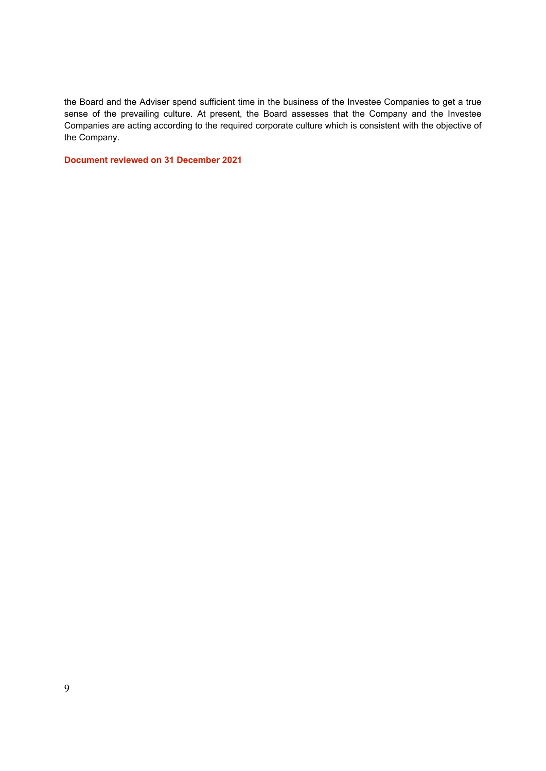the Board and the Adviser spend sufficient time in the business of the Investee Companies to get a true sense of the prevailing culture. At present, the Board assesses that the Company and the Investee Companies are acting according to the required corporate culture which is consistent with the objective of the Company.

**Document reviewed on 31 December 2021**